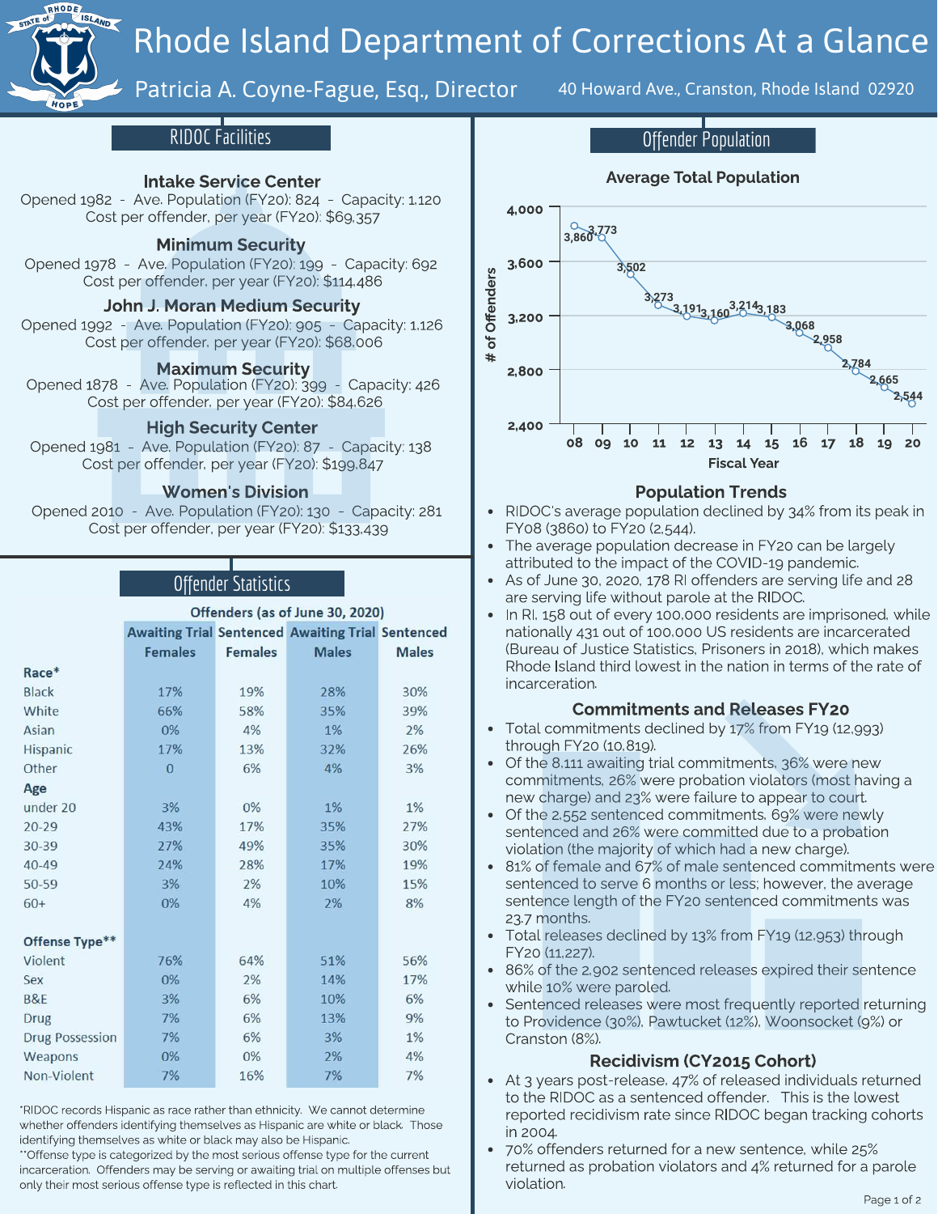# Rhode Island Department of Corrections At a Glance

Patricia A. Coyne-Fague, Esq., Director

40 Howard Ave., Cranston, Rhode Island 02920

## RIDOC Facilities

**Intake Service Center**
Opened 1982 - Ave. Population (FY20): 824 - Capacity: 1,120
Cost per offender, per year (FY20): $69,357

**Minimum Security**
Opened 1978 - Ave. Population (FY20): 199 - Capacity: 692
Cost per offender, per year (FY20): $114,486

**John J. Moran Medium Security**
Opened 1992 - Ave. Population (FY20): 905 - Capacity: 1,126
Cost per offender, per year (FY20): $68,006

**Maximum Security**
Opened 1878 - Ave. Population (FY20): 399 - Capacity: 426
Cost per offender, per year (FY20): $84,626

**High Security Center**
Opened 1981 - Ave. Population (FY20): 87 - Capacity: 138
Cost per offender, per year (FY20): $199,847

**Women's Division**
Opened 2010 - Ave. Population (FY20): 130 - Capacity: 281
Cost per offender, per year (FY20): $133,439

## Offender Statistics

| Offenders (as of June 30, 2020) | Awaiting Trial Females | Sentenced Females | Awaiting Trial Males | Sentenced Males |
|---|---|---|---|---|
| **Race*** | | | | |
| Black | 17% | 19% | 28% | 30% |
| White | 66% | 58% | 35% | 39% |
| Asian | 0% | 4% | 1% | 2% |
| Hispanic | 17% | 13% | 32% | 26% |
| Other | 0 | 6% | 4% | 3% |
| **Age** | | | | |
| under 20 | 3% | 0% | 1% | 1% |
| 20-29 | 43% | 17% | 35% | 27% |
| 30-39 | 27% | 49% | 35% | 30% |
| 40-49 | 24% | 28% | 17% | 19% |
| 50-59 | 3% | 2% | 10% | 15% |
| 60+ | 0% | 4% | 2% | 8% |
| **Offense Type**** | | | | |
| Violent | 76% | 64% | 51% | 56% |
| Sex | 0% | 2% | 14% | 17% |
| B&E | 3% | 6% | 10% | 6% |
| Drug | 7% | 6% | 13% | 9% |
| Drug Possession | 7% | 6% | 3% | 1% |
| Weapons | 0% | 0% | 2% | 4% |
| Non-Violent | 7% | 16% | 7% | 7% |

*RIDOC records Hispanic as race rather than ethnicity. We cannot determine whether offenders identifying themselves as Hispanic are white or black. Those identifying themselves as white or black may also be Hispanic.
**Offense type is categorized by the most serious offense type for the current incarceration. Offenders may be serving or awaiting trial on multiple offenses but only their most serious offense type is reflected in this chart.

## Offender Population

**Average Total Population**

| Fiscal Year | # of Offenders |
|---|---|
| 08 | 3,860 |
| 09 | 3,773 |
| 10 | 3,502 |
| 11 | 3,273 |
| 12 | 3,191 |
| 13 | 3,160 |
| 14 | 3,214 |
| 15 | 3,183 |
| 16 | 3,068 |
| 17 | 2,958 |
| 18 | 2,784 |
| 19 | 2,665 |
| 20 | 2,544 |

### Population Trends

- RIDOC's average population declined by 34% from its peak in FY08 (3860) to FY20 (2,544).
- The average population decrease in FY20 can be largely attributed to the impact of the COVID-19 pandemic.
- As of June 30, 2020, 178 RI offenders are serving life and 28 are serving life without parole at the RIDOC.
- In RI, 158 out of every 100,000 residents are imprisoned, while nationally 431 out of 100,000 US residents are incarcerated (Bureau of Justice Statistics, Prisoners in 2018), which makes Rhode Island third lowest in the nation in terms of the rate of incarceration.

### Commitments and Releases FY20

- Total commitments declined by 17% from FY19 (12,993) through FY20 (10,819).
- Of the 8,111 awaiting trial commitments, 36% were new commitments, 26% were probation violators (most having a new charge) and 23% were failure to appear to court.
- Of the 2,552 sentenced commitments, 69% were newly sentenced and 26% were committed due to a probation violation (the majority of which had a new charge).
- 81% of female and 67% of male sentenced commitments were sentenced to serve 6 months or less; however, the average sentence length of the FY20 sentenced commitments was 23.7 months.
- Total releases declined by 13% from FY19 (12,953) through FY20 (11,227).
- 86% of the 2,902 sentenced releases expired their sentence while 10% were paroled.
- Sentenced releases were most frequently reported returning to Providence (30%), Pawtucket (12%), Woonsocket (9%) or Cranston (8%).

### Recidivism (CY2015 Cohort)

- At 3 years post-release, 47% of released individuals returned to the RIDOC as a sentenced offender. This is the lowest reported recidivism rate since RIDOC began tracking cohorts in 2004.
- 70% offenders returned for a new sentence, while 25% returned as probation violators and 4% returned for a parole violation.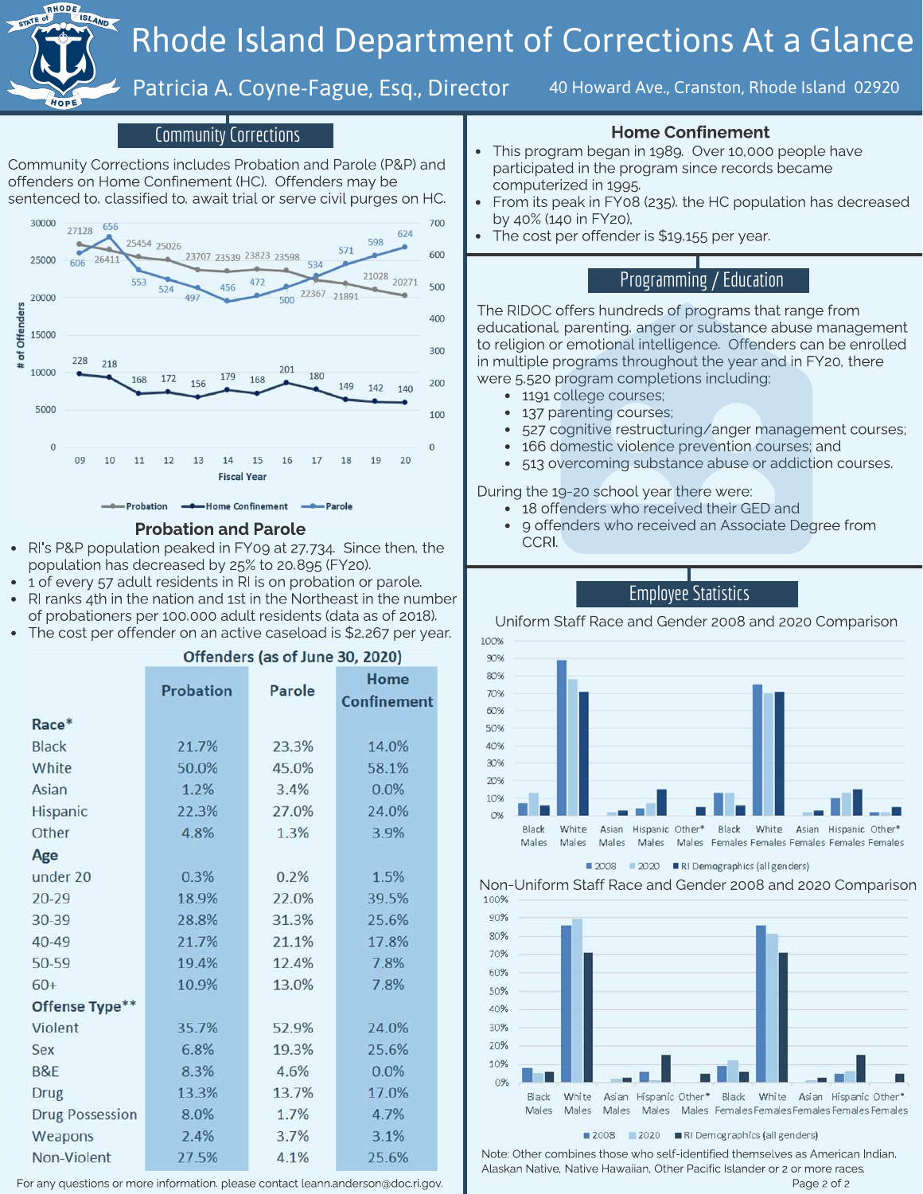# Rhode Island Department of Corrections At a Glance

STATE of RHODE ISLAND — HOPE

Patricia A. Coyne-Fague, Esq., Director

40 Howard Ave., Cranston, Rhode Island 02920

## Community Corrections

Community Corrections includes Probation and Parole (P&P) and offenders on Home Confinement (HC). Offenders may be sentenced to, classified to, await trial or serve civil purges on HC.

# of Offenders

30000
25000
20000
15000
10000
5000
0

700
600
500
400
300
200
100
0

27128 26411 25454 25026 23707 23539 23823 23598 22367 21891 21028 20271

606 656 553 524 497 456 472 500 534 571 598 624

228 218 168 172 156 179 168 201 180 149 142 140

09 10 11 12 13 14 15 16 17 18 19 20

Fiscal Year

Probation — Home Confinement — Parole

### Probation and Parole

- RI's P&P population peaked in FY09 at 27,734. Since then, the population has decreased by 25% to 20,895 (FY20).
- 1 of every 57 adult residents in RI is on probation or parole.
- RI ranks 4th in the nation and 1st in the Northeast in the number of probationers per 100,000 adult residents (data as of 2018).
- The cost per offender on an active caseload is $2,267 per year.

**Offenders (as of June 30, 2020)**

| | Probation | Parole | Home Confinement |
|---|---|---|---|
| **Race*** | | | |
| Black | 21.7% | 23.3% | 14.0% |
| White | 50.0% | 45.0% | 58.1% |
| Asian | 1.2% | 3.4% | 0.0% |
| Hispanic | 22.3% | 27.0% | 24.0% |
| Other | 4.8% | 1.3% | 3.9% |
| **Age** | | | |
| under 20 | 0.3% | 0.2% | 1.5% |
| 20-29 | 18.9% | 22.0% | 39.5% |
| 30-39 | 28.8% | 31.3% | 25.6% |
| 40-49 | 21.7% | 21.1% | 17.8% |
| 50-59 | 19.4% | 12.4% | 7.8% |
| 60+ | 10.9% | 13.0% | 7.8% |
| **Offense Type**** | | | |
| Violent | 35.7% | 52.9% | 24.0% |
| Sex | 6.8% | 19.3% | 25.6% |
| B&E | 8.3% | 4.6% | 0.0% |
| Drug | 13.3% | 13.7% | 17.0% |
| Drug Possession | 8.0% | 1.7% | 4.7% |
| Weapons | 2.4% | 3.7% | 3.1% |
| Non-Violent | 27.5% | 4.1% | 25.6% |

For any questions or more information, please contact leann.anderson@doc.ri.gov.

### Home Confinement

- This program began in 1989. Over 10,000 people have participated in the program since records became computerized in 1995.
- From its peak in FY08 (235), the HC population has decreased by 40% (140 in FY20).
- The cost per offender is $19,155 per year.

## Programming / Education

The RIDOC offers hundreds of programs that range from educational, parenting, anger or substance abuse management to religion or emotional intelligence. Offenders can be enrolled in multiple programs throughout the year and in FY20, there were 5,520 program completions including:

- 1191 college courses;
- 137 parenting courses;
- 527 cognitive restructuring/anger management courses;
- 166 domestic violence prevention courses; and
- 513 overcoming substance abuse or addiction courses.

During the 19-20 school year there were:

- 18 offenders who received their GED and
- 9 offenders who received an Associate Degree from CCRI.

## Employee Statistics

Uniform Staff Race and Gender 2008 and 2020 Comparison

100% 90% 80% 70% 60% 50% 40% 30% 20% 10% 0%

Black Males, White Males, Asian Males, Hispanic Males, Other* Males, Black Females, White Females, Asian Females, Hispanic Females, Other* Females

2008 — 2020 — RI Demographics (all genders)

Non-Uniform Staff Race and Gender 2008 and 2020 Comparison

100% 90% 80% 70% 60% 50% 40% 30% 20% 10% 0%

Black Males, White Males, Asian Males, Hispanic Males, Other* Males, Black Females, White Females, Asian Females, Hispanic Females, Other* Females

2008 — 2020 — RI Demographics (all genders)

Note: Other combines those who self-identified themselves as American Indian, Alaskan Native, Native Hawaiian, Other Pacific Islander or 2 or more races.